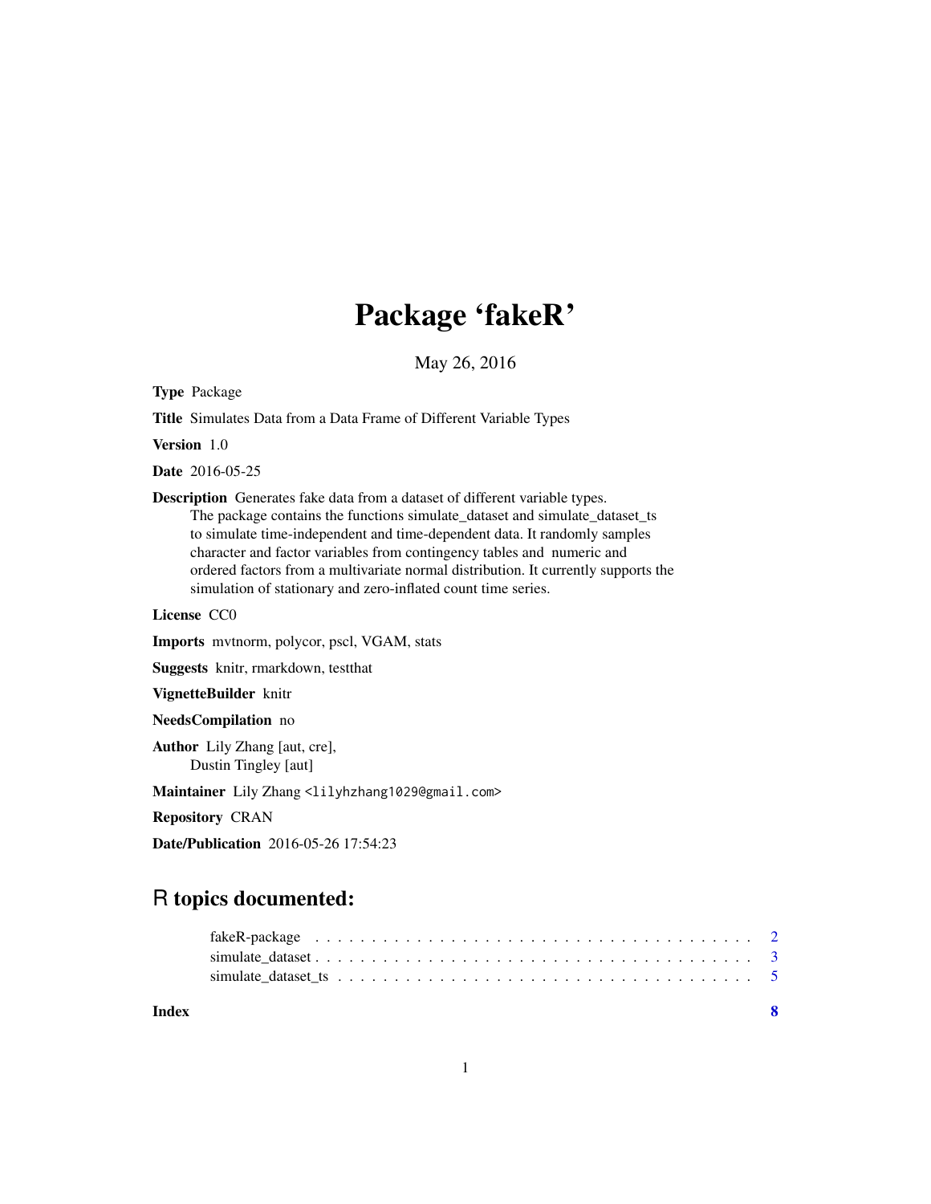# Package 'fakeR'

May 26, 2016

**Type** Package

**Title** Simulates Data from a Data Frame of Different Variable Types

**Version** 1.0

**Date** 2016-05-25

**Description** Generates fake data from a dataset of different variable types.
The package contains the functions simulate_dataset and simulate_dataset_ts
to simulate time-independent and time-dependent data. It randomly samples
character and factor variables from contingency tables and numeric and
ordered factors from a multivariate normal distribution. It currently supports the
simulation of stationary and zero-inflated count time series.

**License** CC0

**Imports** mvtnorm, polycor, pscl, VGAM, stats

**Suggests** knitr, rmarkdown, testthat

**VignetteBuilder** knitr

**NeedsCompilation** no

**Author** Lily Zhang [aut, cre],
Dustin Tingley [aut]

**Maintainer** Lily Zhang <lilyhzhang1029@gmail.com>

**Repository** CRAN

**Date/Publication** 2016-05-26 17:54:23

## R topics documented:

- fakeR-package . . . . . . . . . . . . . . . . . . . . . . . . . . . . . . . . . . . . . . 2
- simulate_dataset . . . . . . . . . . . . . . . . . . . . . . . . . . . . . . . . . . . . . 3
- simulate_dataset_ts . . . . . . . . . . . . . . . . . . . . . . . . . . . . . . . . . . . 5

**Index** **8**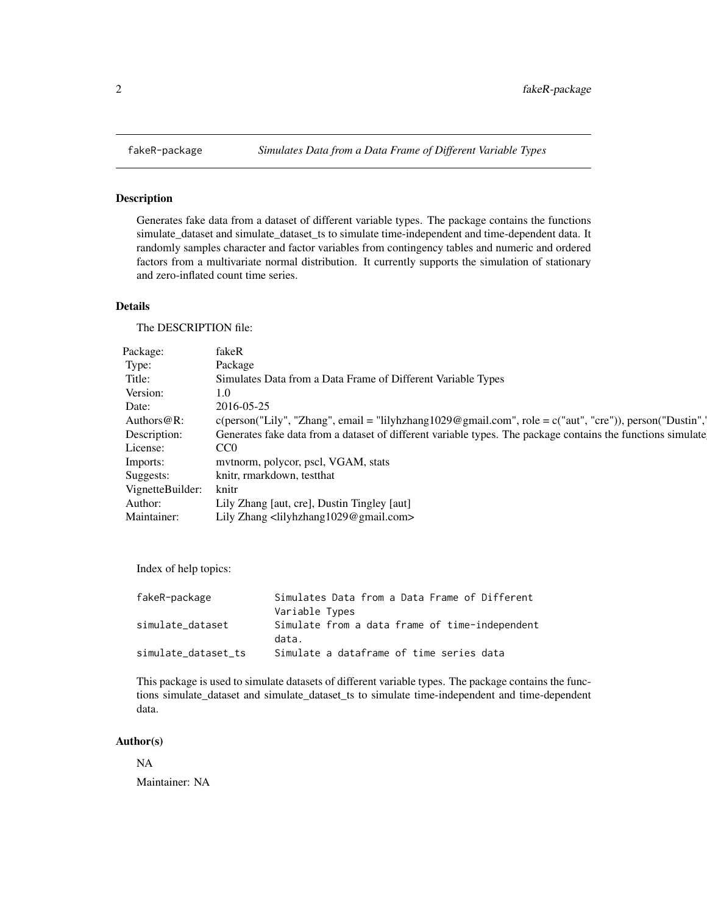# fakeR-package — *Simulates Data from a Data Frame of Different Variable Types*

## Description

Generates fake data from a dataset of different variable types. The package contains the functions simulate_dataset and simulate_dataset_ts to simulate time-independent and time-dependent data. It randomly samples character and factor variables from contingency tables and numeric and ordered factors from a multivariate normal distribution. It currently supports the simulation of stationary and zero-inflated count time series.

## Details

The DESCRIPTION file:

| | |
|---|---|
| Package: | fakeR |
| Type: | Package |
| Title: | Simulates Data from a Data Frame of Different Variable Types |
| Version: | 1.0 |
| Date: | 2016-05-25 |
| Authors@R: | c(person("Lily", "Zhang", email = "lilyhzhang1029@gmail.com", role = c("aut", "cre")), person("Dustin"," |
| Description: | Generates fake data from a dataset of different variable types. The package contains the functions simulate |
| License: | CC0 |
| Imports: | mvtnorm, polycor, pscl, VGAM, stats |
| Suggests: | knitr, rmarkdown, testthat |
| VignetteBuilder: | knitr |
| Author: | Lily Zhang [aut, cre], Dustin Tingley [aut] |
| Maintainer: | Lily Zhang <lilyhzhang1029@gmail.com> |

Index of help topics:

```
fakeR-package           Simulates Data from a Data Frame of Different
                        Variable Types
simulate_dataset        Simulate from a data frame of time-independent
                        data.
simulate_dataset_ts     Simulate a dataframe of time series data
```

This package is used to simulate datasets of different variable types. The package contains the functions simulate_dataset and simulate_dataset_ts to simulate time-independent and time-dependent data.

## Author(s)

NA

Maintainer: NA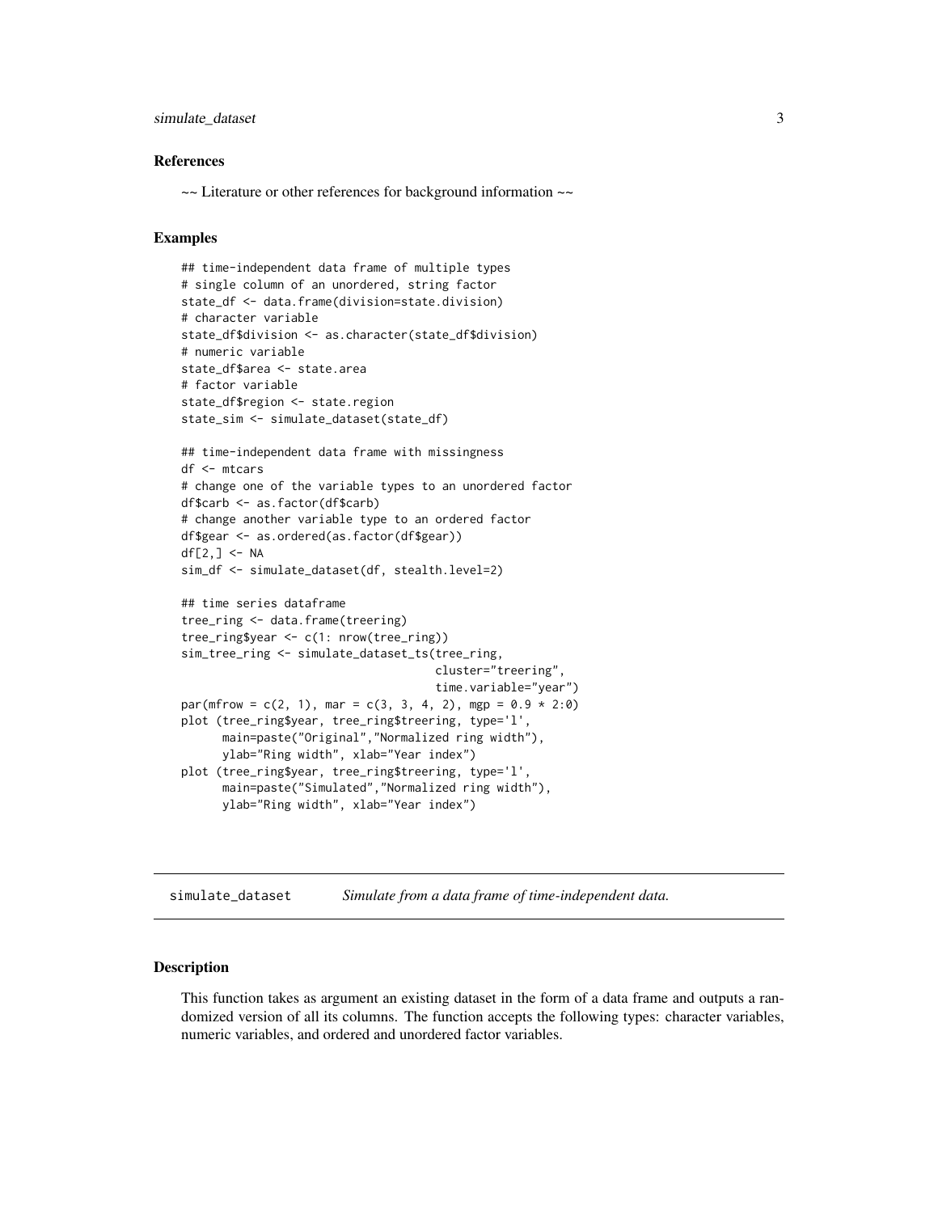## References

~~ Literature or other references for background information ~~

## Examples

```
## time-independent data frame of multiple types
# single column of an unordered, string factor
state_df <- data.frame(division=state.division)
# character variable
state_df$division <- as.character(state_df$division)
# numeric variable
state_df$area <- state.area
# factor variable
state_df$region <- state.region
state_sim <- simulate_dataset(state_df)

## time-independent data frame with missingness
df <- mtcars
# change one of the variable types to an unordered factor
df$carb <- as.factor(df$carb)
# change another variable type to an ordered factor
df$gear <- as.ordered(as.factor(df$gear))
df[2,] <- NA
sim_df <- simulate_dataset(df, stealth.level=2)

## time series dataframe
tree_ring <- data.frame(treering)
tree_ring$year <- c(1: nrow(tree_ring))
sim_tree_ring <- simulate_dataset_ts(tree_ring,
                                     cluster="treering",
                                     time.variable="year")
par(mfrow = c(2, 1), mar = c(3, 3, 4, 2), mgp = 0.9 * 2:0)
plot (tree_ring$year, tree_ring$treering, type='l',
      main=paste("Original","Normalized ring width"),
      ylab="Ring width", xlab="Year index")
plot (tree_ring$year, tree_ring$treering, type='l',
      main=paste("Simulated","Normalized ring width"),
      ylab="Ring width", xlab="Year index")
```

---

# simulate_dataset *Simulate from a data frame of time-independent data.*

---

## Description

This function takes as argument an existing dataset in the form of a data frame and outputs a randomized version of all its columns. The function accepts the following types: character variables, numeric variables, and ordered and unordered factor variables.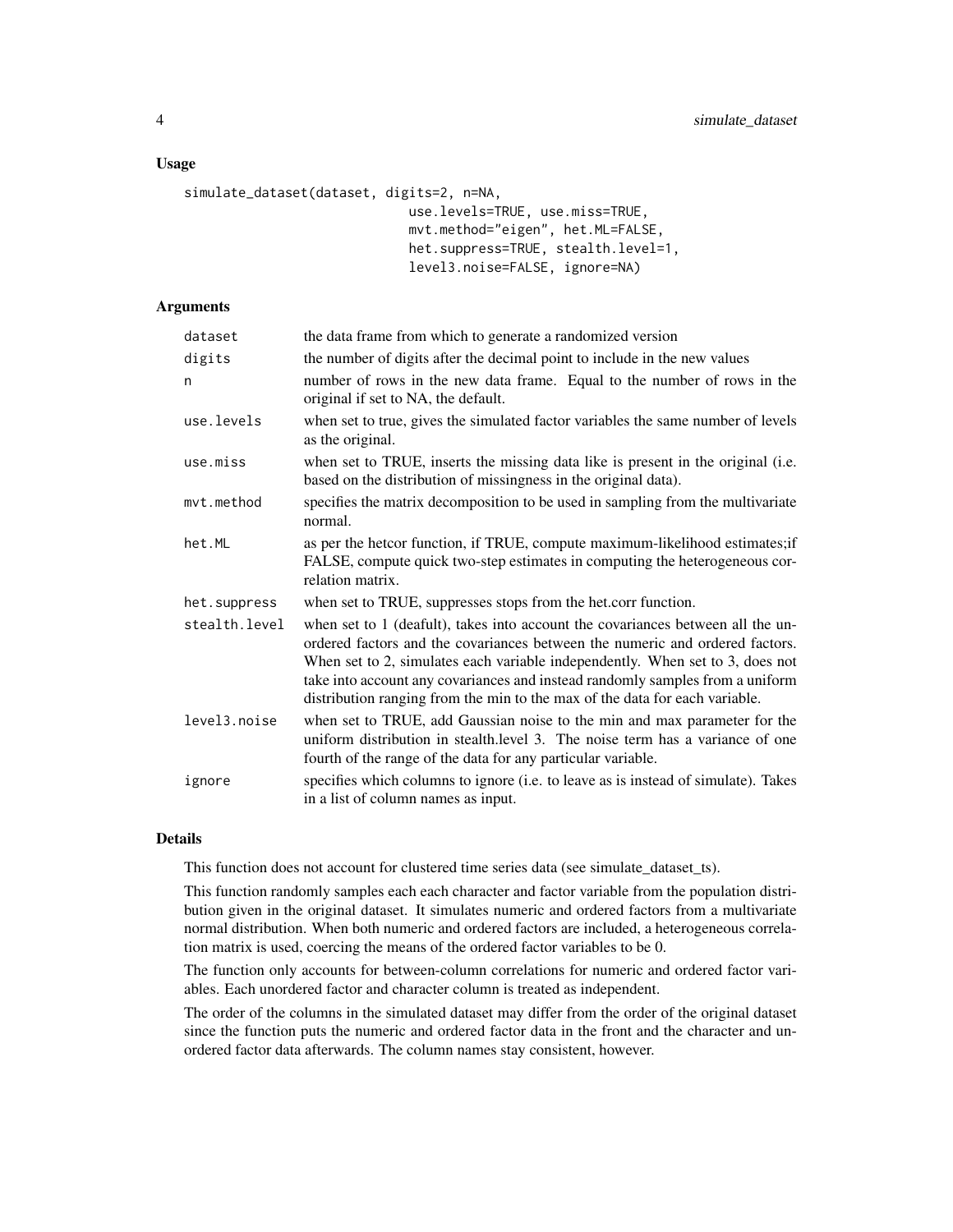## Usage

```
simulate_dataset(dataset, digits=2, n=NA,
                            use.levels=TRUE, use.miss=TRUE,
                            mvt.method="eigen", het.ML=FALSE,
                            het.suppress=TRUE, stealth.level=1,
                            level3.noise=FALSE, ignore=NA)
```

## Arguments

| Argument | Description |
|---|---|
| `dataset` | the data frame from which to generate a randomized version |
| `digits` | the number of digits after the decimal point to include in the new values |
| `n` | number of rows in the new data frame. Equal to the number of rows in the original if set to NA, the default. |
| `use.levels` | when set to true, gives the simulated factor variables the same number of levels as the original. |
| `use.miss` | when set to TRUE, inserts the missing data like is present in the original (i.e. based on the distribution of missingness in the original data). |
| `mvt.method` | specifies the matrix decomposition to be used in sampling from the multivariate normal. |
| `het.ML` | as per the hetcor function, if TRUE, compute maximum-likelihood estimates;if FALSE, compute quick two-step estimates in computing the heterogeneous correlation matrix. |
| `het.suppress` | when set to TRUE, suppresses stops from the het.corr function. |
| `stealth.level` | when set to 1 (deafult), takes into account the covariances between all the unordered factors and the covariances between the numeric and ordered factors. When set to 2, simulates each variable independently. When set to 3, does not take into account any covariances and instead randomly samples from a uniform distribution ranging from the min to the max of the data for each variable. |
| `level3.noise` | when set to TRUE, add Gaussian noise to the min and max parameter for the uniform distribution in stealth.level 3. The noise term has a variance of one fourth of the range of the data for any particular variable. |
| `ignore` | specifies which columns to ignore (i.e. to leave as is instead of simulate). Takes in a list of column names as input. |

## Details

This function does not account for clustered time series data (see simulate_dataset_ts).

This function randomly samples each each character and factor variable from the population distribution given in the original dataset. It simulates numeric and ordered factors from a multivariate normal distribution. When both numeric and ordered factors are included, a heterogeneous correlation matrix is used, coercing the means of the ordered factor variables to be 0.

The function only accounts for between-column correlations for numeric and ordered factor variables. Each unordered factor and character column is treated as independent.

The order of the columns in the simulated dataset may differ from the order of the original dataset since the function puts the numeric and ordered factor data in the front and the character and unordered factor data afterwards. The column names stay consistent, however.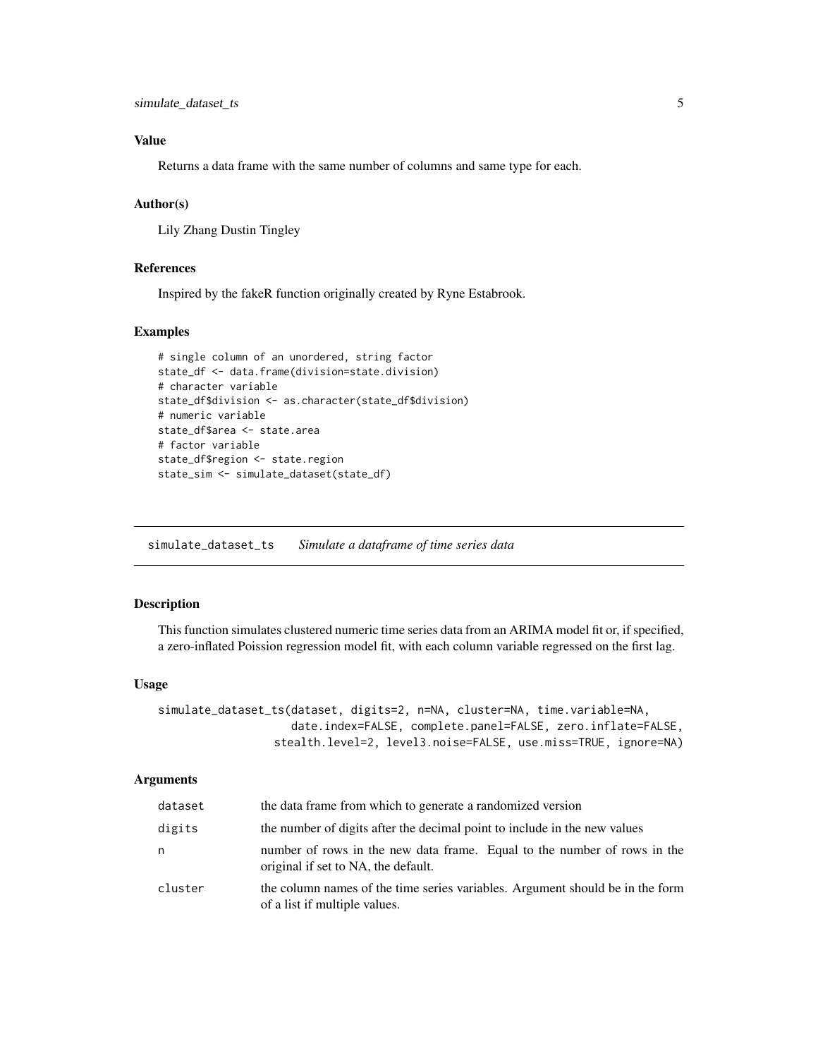### Value

Returns a data frame with the same number of columns and same type for each.

### Author(s)

Lily Zhang Dustin Tingley

### References

Inspired by the fakeR function originally created by Ryne Estabrook.

### Examples

```
# single column of an unordered, string factor
state_df <- data.frame(division=state.division)
# character variable
state_df$division <- as.character(state_df$division)
# numeric variable
state_df$area <- state.area
# factor variable
state_df$region <- state.region
state_sim <- simulate_dataset(state_df)
```

---

## simulate_dataset_ts    *Simulate a dataframe of time series data*

---

### Description

This function simulates clustered numeric time series data from an ARIMA model fit or, if specified, a zero-inflated Poission regression model fit, with each column variable regressed on the first lag.

### Usage

```
simulate_dataset_ts(dataset, digits=2, n=NA, cluster=NA, time.variable=NA,
                    date.index=FALSE, complete.panel=FALSE, zero.inflate=FALSE,
                  stealth.level=2, level3.noise=FALSE, use.miss=TRUE, ignore=NA)
```

### Arguments

| | |
|---|---|
| dataset | the data frame from which to generate a randomized version |
| digits | the number of digits after the decimal point to include in the new values |
| n | number of rows in the new data frame. Equal to the number of rows in the original if set to NA, the default. |
| cluster | the column names of the time series variables. Argument should be in the form of a list if multiple values. |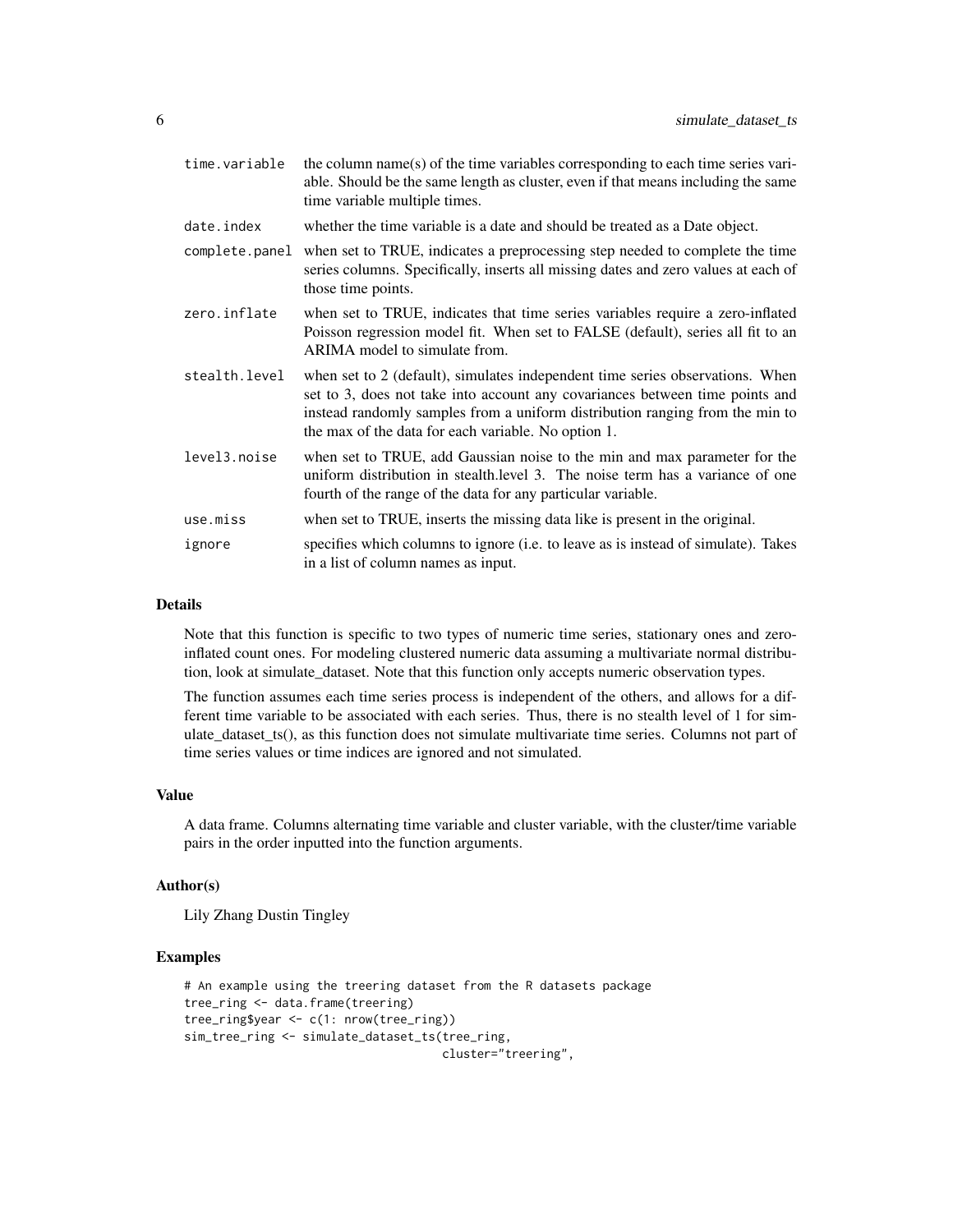| | |
|---|---|
| time.variable | the column name(s) of the time variables corresponding to each time series variable. Should be the same length as cluster, even if that means including the same time variable multiple times. |
| date.index | whether the time variable is a date and should be treated as a Date object. |
| complete.panel | when set to TRUE, indicates a preprocessing step needed to complete the time series columns. Specifically, inserts all missing dates and zero values at each of those time points. |
| zero.inflate | when set to TRUE, indicates that time series variables require a zero-inflated Poisson regression model fit. When set to FALSE (default), series all fit to an ARIMA model to simulate from. |
| stealth.level | when set to 2 (default), simulates independent time series observations. When set to 3, does not take into account any covariances between time points and instead randomly samples from a uniform distribution ranging from the min to the max of the data for each variable. No option 1. |
| level3.noise | when set to TRUE, add Gaussian noise to the min and max parameter for the uniform distribution in stealth.level 3. The noise term has a variance of one fourth of the range of the data for any particular variable. |
| use.miss | when set to TRUE, inserts the missing data like is present in the original. |
| ignore | specifies which columns to ignore (i.e. to leave as is instead of simulate). Takes in a list of column names as input. |

## Details

Note that this function is specific to two types of numeric time series, stationary ones and zero-inflated count ones. For modeling clustered numeric data assuming a multivariate normal distribution, look at simulate_dataset. Note that this function only accepts numeric observation types.

The function assumes each time series process is independent of the others, and allows for a different time variable to be associated with each series. Thus, there is no stealth level of 1 for simulate_dataset_ts(), as this function does not simulate multivariate time series. Columns not part of time series values or time indices are ignored and not simulated.

## Value

A data frame. Columns alternating time variable and cluster variable, with the cluster/time variable pairs in the order inputted into the function arguments.

## Author(s)

Lily Zhang Dustin Tingley

## Examples

```
# An example using the treering dataset from the R datasets package
tree_ring <- data.frame(treering)
tree_ring$year <- c(1: nrow(tree_ring))
sim_tree_ring <- simulate_dataset_ts(tree_ring,
                                     cluster="treering",
```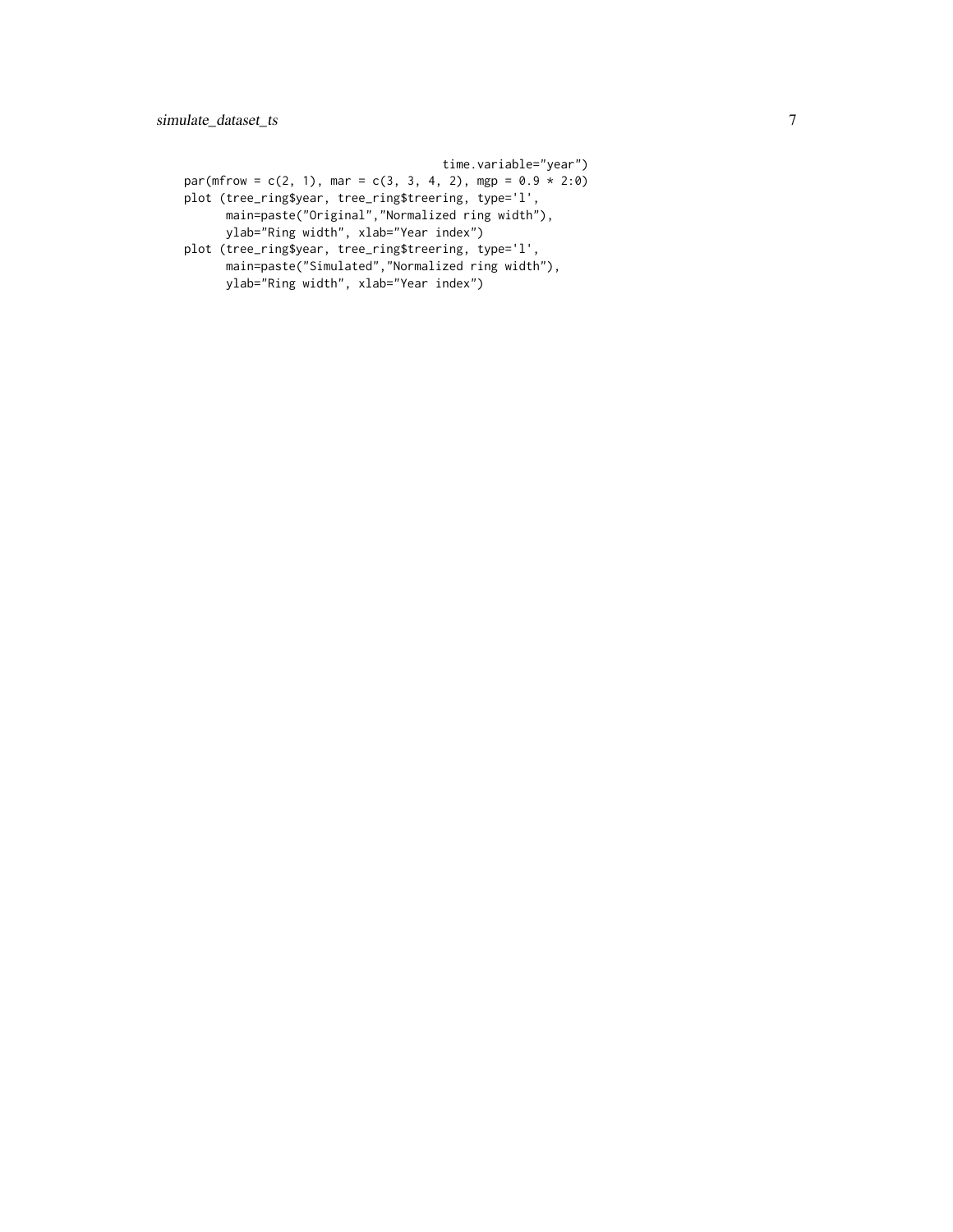```
                                    time.variable="year")
par(mfrow = c(2, 1), mar = c(3, 3, 4, 2), mgp = 0.9 * 2:0)
plot (tree_ring$year, tree_ring$treering, type='l',
      main=paste("Original","Normalized ring width"),
      ylab="Ring width", xlab="Year index")
plot (tree_ring$year, tree_ring$treering, type='l',
      main=paste("Simulated","Normalized ring width"),
      ylab="Ring width", xlab="Year index")
```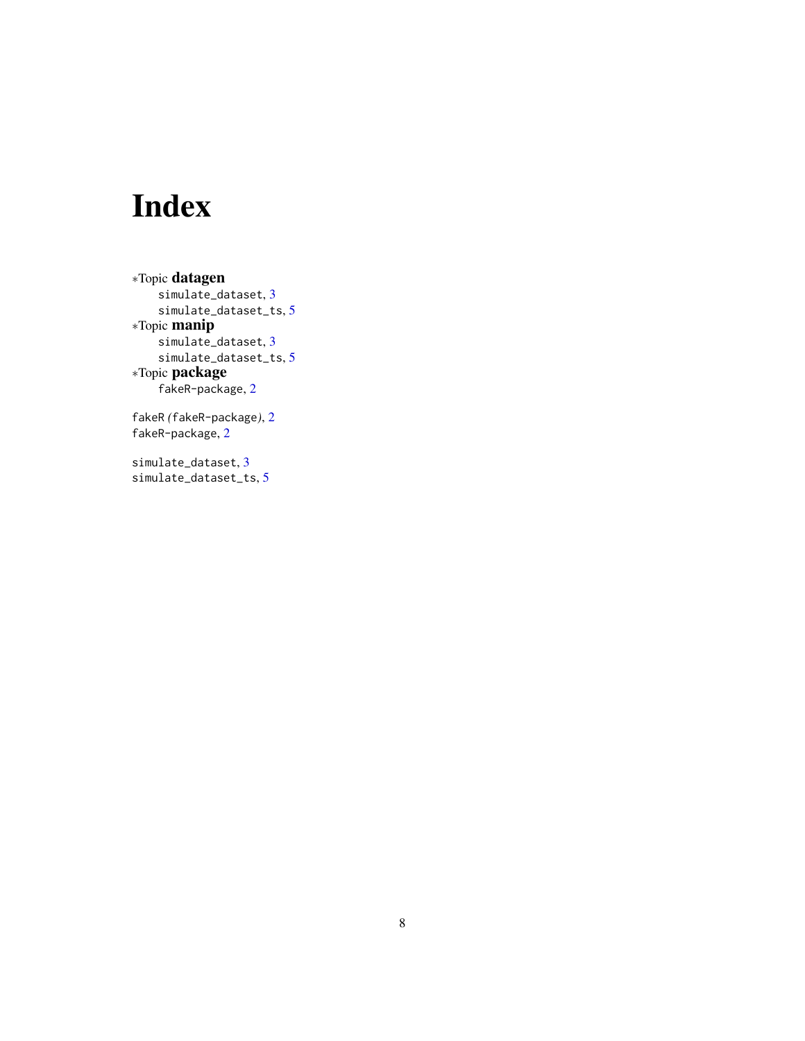# Index

∗Topic **datagen**
    simulate_dataset, 3
    simulate_dataset_ts, 5
∗Topic **manip**
    simulate_dataset, 3
    simulate_dataset_ts, 5
∗Topic **package**
    fakeR-package, 2

fakeR *(*fakeR-package*)*, 2
fakeR-package, 2

simulate_dataset, 3
simulate_dataset_ts, 5